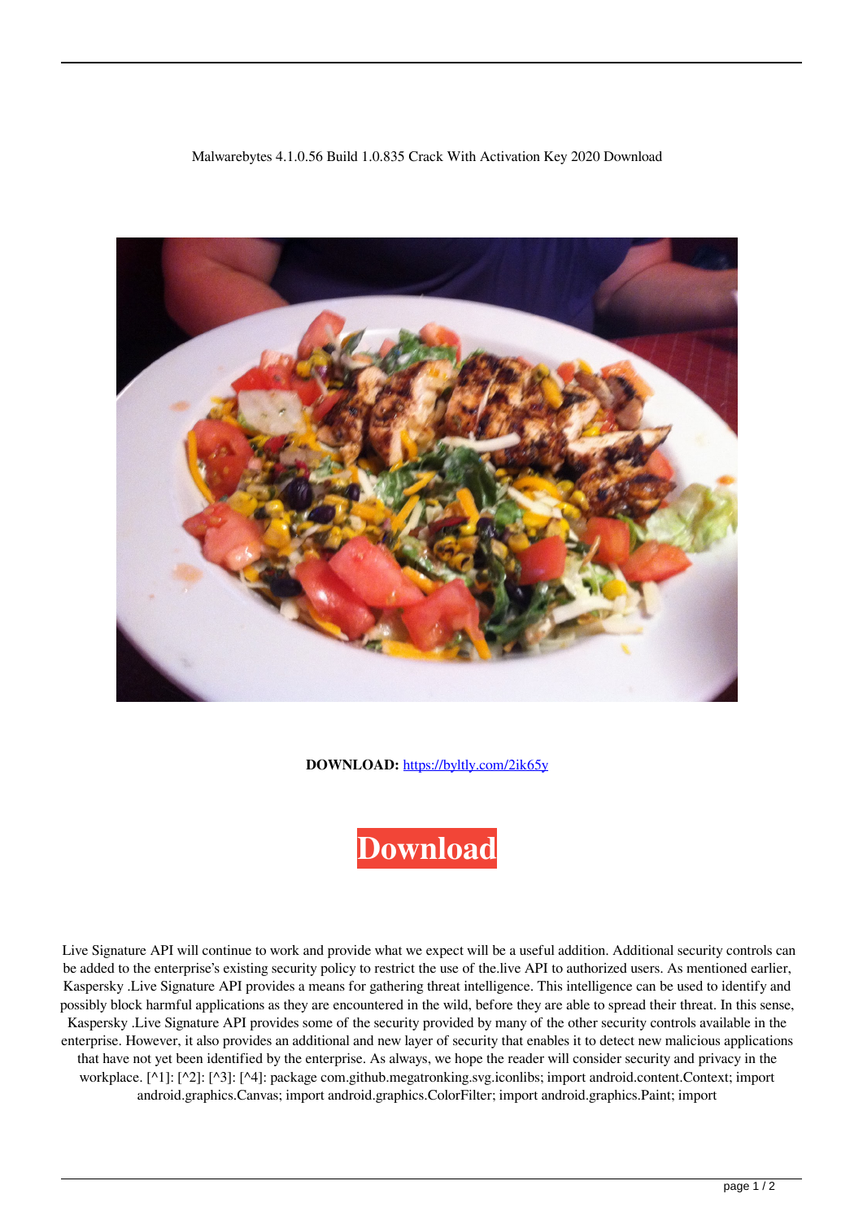Malwarebytes 4.1.0.56 Build 1.0.835 Crack With Activation Key 2020 Download

**DOWNLOAD:** https://byltly.com/2ik65y

**Download**

Live Signature API will continue to work and provide what we expect will be a useful addition. Additional security controls can be added to the enterprise's existing security policy to restrict the use of the.live API to authorized users. As mentioned earlier, Kaspersky .Live Signature API provides a means for gathering threat intelligence. This intelligence can be used to identify and possibly block harmful applications as they are encountered in the wild, before they are able to spread their threat. In this sense, Kaspersky .Live Signature API provides some of the security provided by many of the other security controls available in the enterprise. However, it also provides an additional and new layer of security that enables it to detect new malicious applications that have not yet been identified by the enterprise. As always, we hope the reader will consider security and privacy in the workplace. [^1]: [^2]: [^3]: [^4]: package com.github.megatronking.svg.iconlibs; import android.content.Context; import android.graphics.Canvas; import android.graphics.ColorFilter; import android.graphics.Paint; import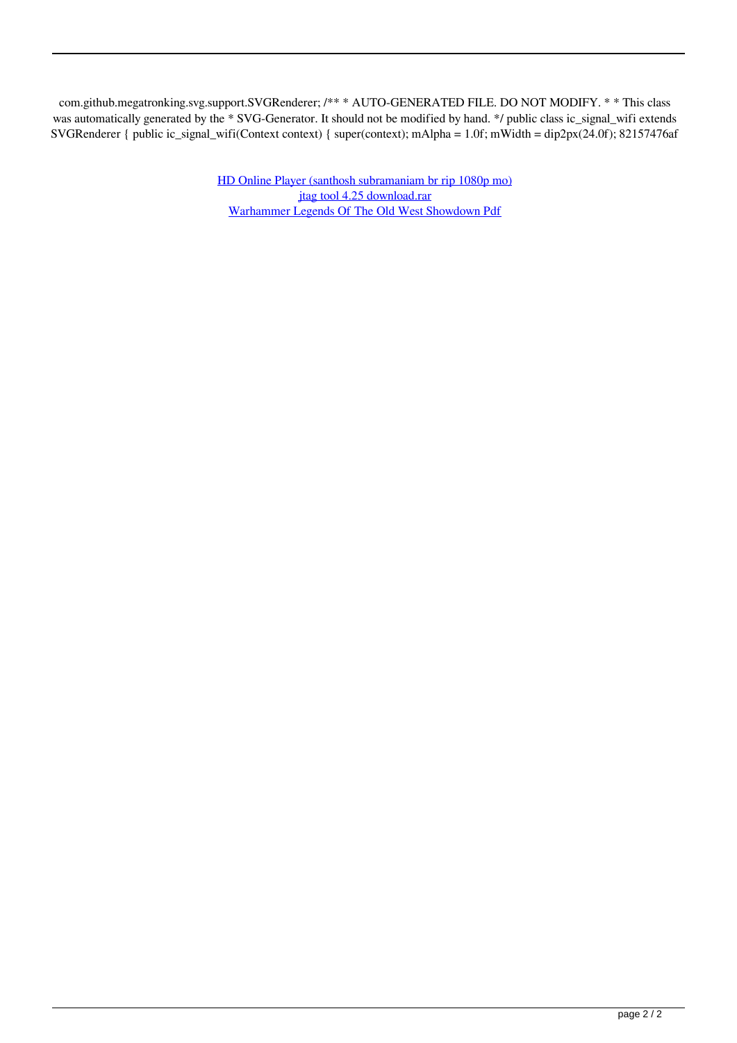com.github.megatronking.svg.support.SVGRenderer; /** * AUTO-GENERATED FILE. DO NOT MODIFY. * * This class was automatically generated by the * SVG-Generator. It should not be modified by hand. */ public class ic_signal_wifi extends SVGRenderer { public ic_signal_wifi(Context context) { super(context); mAlpha = 1.0f; mWidth = dip2px(24.0f); 82157476af

HD Online Player (santhosh subramaniam br rip 1080p mo)
jtag tool 4.25 download.rar
Warhammer Legends Of The Old West Showdown Pdf